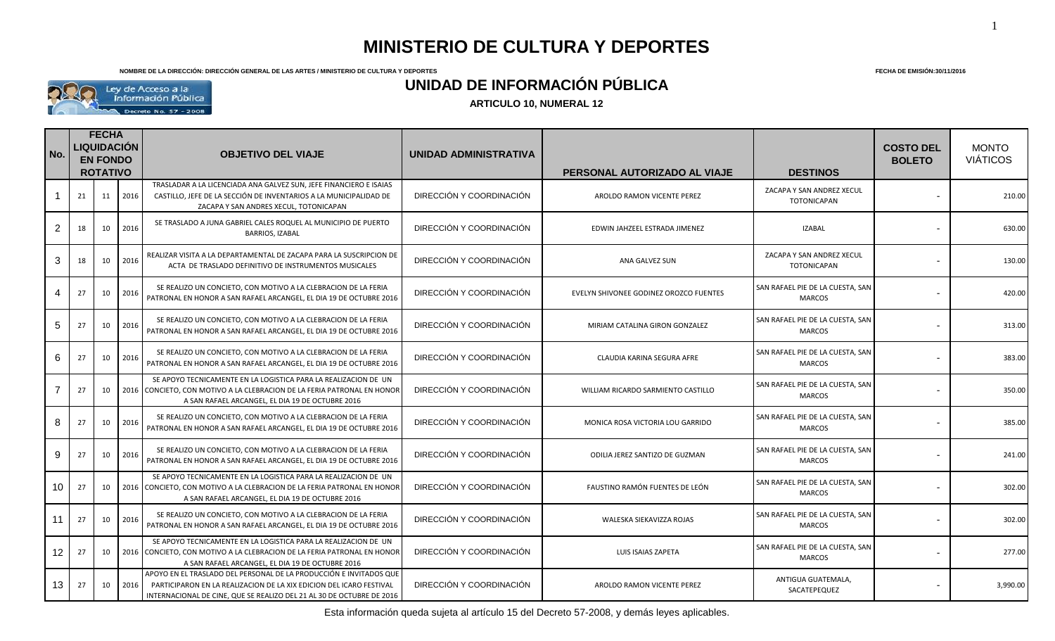# MINISTERIO DE CULTURA Y DEPORTES

**NOMBRE DE LA DIRECCIÓN: DIRECCIÓN GENERAL DE LAS ARTES / MINISTERIO DE CULTURA Y DEPORTES**

**FECHA DE EMISIÓN:30/11/2016**

Ley de Acceso a la Información Pública
Decreto No. 57 - 2008

## UNIDAD DE INFORMACIÓN PÚBLICA

**ARTICULO 10, NUMERAL 12**

| No. | FECHA LIQUIDACIÓN EN FONDO ROTATIVO | | | OBJETIVO DEL VIAJE | UNIDAD ADMINISTRATIVA | PERSONAL AUTORIZADO AL VIAJE | DESTINOS | COSTO DEL BOLETO | MONTO VIÁTICOS |
|---|---|---|---|---|---|---|---|---|---|
| 1 | 21 | 11 | 2016 | TRASLADAR A LA LICENCIADA ANA GALVEZ SUN, JEFE FINANCIERO E ISAIAS CASTILLO, JEFE DE LA SECCIÓN DE INVENTARIOS A LA MUNICIPALIDAD DE ZACAPA Y SAN ANDRES XECUL, TOTONICAPAN | DIRECCIÓN Y COORDINACIÓN | AROLDO RAMON VICENTE PEREZ | ZACAPA Y SAN ANDREZ XECUL TOTONICAPAN | - | 210.00 |
| 2 | 18 | 10 | 2016 | SE TRASLADO A JUNA GABRIEL CALES ROQUEL AL MUNICIPIO DE PUERTO BARRIOS, IZABAL | DIRECCIÓN Y COORDINACIÓN | EDWIN JAHZEEL ESTRADA JIMENEZ | IZABAL | - | 630.00 |
| 3 | 18 | 10 | 2016 | REALIZAR VISITA A LA DEPARTAMENTAL DE ZACAPA PARA LA SUSCRIPCION DE ACTA DE TRASLADO DEFINITIVO DE INSTRUMENTOS MUSICALES | DIRECCIÓN Y COORDINACIÓN | ANA GALVEZ SUN | ZACAPA Y SAN ANDREZ XECUL TOTONICAPAN | - | 130.00 |
| 4 | 27 | 10 | 2016 | SE REALIZO UN CONCIETO, CON MOTIVO A LA CLEBRACION DE LA FERIA PATRONAL EN HONOR A SAN RAFAEL ARCANGEL, EL DIA 19 DE OCTUBRE 2016 | DIRECCIÓN Y COORDINACIÓN | EVELYN SHIVONEE GODINEZ OROZCO FUENTES | SAN RAFAEL PIE DE LA CUESTA, SAN MARCOS | - | 420.00 |
| 5 | 27 | 10 | 2016 | SE REALIZO UN CONCIETO, CON MOTIVO A LA CLEBRACION DE LA FERIA PATRONAL EN HONOR A SAN RAFAEL ARCANGEL, EL DIA 19 DE OCTUBRE 2016 | DIRECCIÓN Y COORDINACIÓN | MIRIAM CATALINA GIRON GONZALEZ | SAN RAFAEL PIE DE LA CUESTA, SAN MARCOS | - | 313.00 |
| 6 | 27 | 10 | 2016 | SE REALIZO UN CONCIETO, CON MOTIVO A LA CLEBRACION DE LA FERIA PATRONAL EN HONOR A SAN RAFAEL ARCANGEL, EL DIA 19 DE OCTUBRE 2016 | DIRECCIÓN Y COORDINACIÓN | CLAUDIA KARINA SEGURA AFRE | SAN RAFAEL PIE DE LA CUESTA, SAN MARCOS | - | 383.00 |
| 7 | 27 | 10 | 2016 | SE APOYO TECNICAMENTE EN LA LOGISTICA PARA LA REALIZACION DE UN CONCIETO, CON MOTIVO A LA CLEBRACION DE LA FERIA PATRONAL EN HONOR A SAN RAFAEL ARCANGEL, EL DIA 19 DE OCTUBRE 2016 | DIRECCIÓN Y COORDINACIÓN | WILLIAM RICARDO SARMIENTO CASTILLO | SAN RAFAEL PIE DE LA CUESTA, SAN MARCOS | - | 350.00 |
| 8 | 27 | 10 | 2016 | SE REALIZO UN CONCIETO, CON MOTIVO A LA CLEBRACION DE LA FERIA PATRONAL EN HONOR A SAN RAFAEL ARCANGEL, EL DIA 19 DE OCTUBRE 2016 | DIRECCIÓN Y COORDINACIÓN | MONICA ROSA VICTORIA LOU GARRIDO | SAN RAFAEL PIE DE LA CUESTA, SAN MARCOS | - | 385.00 |
| 9 | 27 | 10 | 2016 | SE REALIZO UN CONCIETO, CON MOTIVO A LA CLEBRACION DE LA FERIA PATRONAL EN HONOR A SAN RAFAEL ARCANGEL, EL DIA 19 DE OCTUBRE 2016 | DIRECCIÓN Y COORDINACIÓN | ODILIA JEREZ SANTIZO DE GUZMAN | SAN RAFAEL PIE DE LA CUESTA, SAN MARCOS | - | 241.00 |
| 10 | 27 | 10 | 2016 | SE APOYO TECNICAMENTE EN LA LOGISTICA PARA LA REALIZACION DE UN CONCIETO, CON MOTIVO A LA CLEBRACION DE LA FERIA PATRONAL EN HONOR A SAN RAFAEL ARCANGEL, EL DIA 19 DE OCTUBRE 2016 | DIRECCIÓN Y COORDINACIÓN | FAUSTINO RAMÓN FUENTES DE LEÓN | SAN RAFAEL PIE DE LA CUESTA, SAN MARCOS | - | 302.00 |
| 11 | 27 | 10 | 2016 | SE REALIZO UN CONCIETO, CON MOTIVO A LA CLEBRACION DE LA FERIA PATRONAL EN HONOR A SAN RAFAEL ARCANGEL, EL DIA 19 DE OCTUBRE 2016 | DIRECCIÓN Y COORDINACIÓN | WALESKA SIEKAVIZZA ROJAS | SAN RAFAEL PIE DE LA CUESTA, SAN MARCOS | - | 302.00 |
| 12 | 27 | 10 | 2016 | SE APOYO TECNICAMENTE EN LA LOGISTICA PARA LA REALIZACION DE UN CONCIETO, CON MOTIVO A LA CLEBRACION DE LA FERIA PATRONAL EN HONOR A SAN RAFAEL ARCANGEL, EL DIA 19 DE OCTUBRE 2016 | DIRECCIÓN Y COORDINACIÓN | LUIS ISAIAS ZAPETA | SAN RAFAEL PIE DE LA CUESTA, SAN MARCOS | - | 277.00 |
| 13 | 27 | 10 | 2016 | APOYO EN EL TRASLADO DEL PERSONAL DE LA PRODUCCIÓN E INVITADOS QUE PARTICIPARON EN LA REALIZACION DE LA XIX EDICION DEL ICARO FESTIVAL INTERNACIONAL DE CINE, QUE SE REALIZO DEL 21 AL 30 DE OCTUBRE DE 2016 | DIRECCIÓN Y COORDINACIÓN | AROLDO RAMON VICENTE PEREZ | ANTIGUA GUATEMALA, SACATEPEQUEZ | - | 3,990.00 |

Esta información queda sujeta al artículo 15 del Decreto 57-2008, y demás leyes aplicables.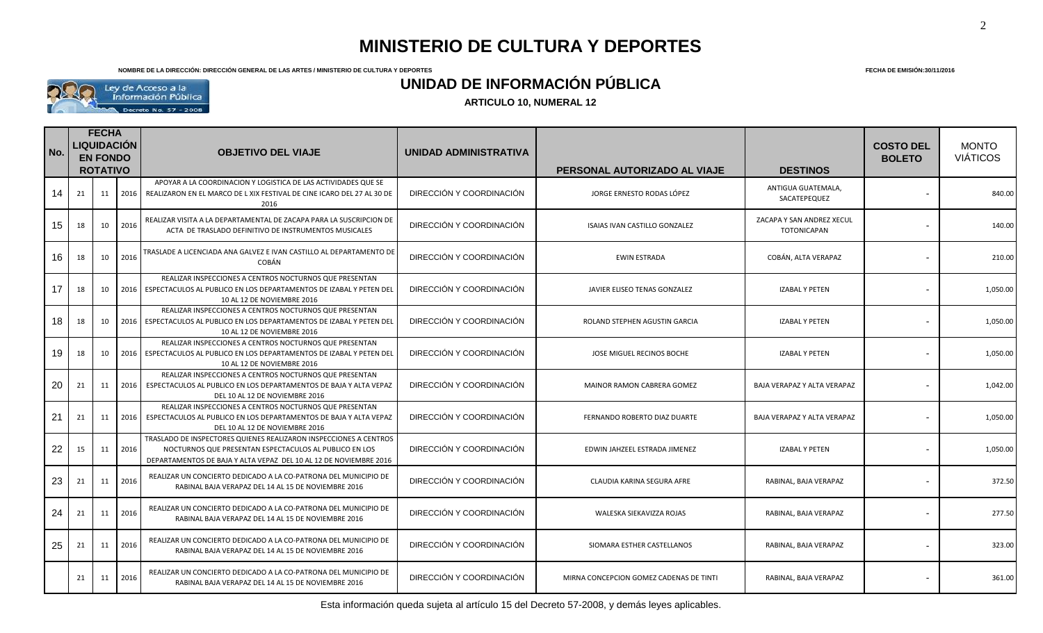# MINISTERIO DE CULTURA Y DEPORTES

**NOMBRE DE LA DIRECCIÓN: DIRECCIÓN GENERAL DE LAS ARTES / MINISTERIO DE CULTURA Y DEPORTES**

**FECHA DE EMISIÓN:30/11/2016**

Ley de Acceso a la Información Pública
Decreto No. 57 - 2008

## UNIDAD DE INFORMACIÓN PÚBLICA

**ARTICULO 10, NUMERAL 12**

| No. | FECHA LIQUIDACIÓN EN FONDO ROTATIVO | | | OBJETIVO DEL VIAJE | UNIDAD ADMINISTRATIVA | PERSONAL AUTORIZADO AL VIAJE | DESTINOS | COSTO DEL BOLETO | MONTO VIÁTICOS |
|---|---|---|---|---|---|---|---|---|---|
| 14 | 21 | 11 | 2016 | APOYAR A LA COORDINACION Y LOGISTICA DE LAS ACTIVIDADES QUE SE REALIZARON EN EL MARCO DE L XIX FESTIVAL DE CINE ICARO DEL 27 AL 30 DE 2016 | DIRECCIÓN Y COORDINACIÓN | JORGE ERNESTO RODAS LÓPEZ | ANTIGUA GUATEMALA, SACATEPEQUEZ | - | 840.00 |
| 15 | 18 | 10 | 2016 | REALIZAR VISITA A LA DEPARTAMENTAL DE ZACAPA PARA LA SUSCRIPCION DE ACTA DE TRASLADO DEFINITIVO DE INSTRUMENTOS MUSICALES | DIRECCIÓN Y COORDINACIÓN | ISAIAS IVAN CASTILLO GONZALEZ | ZACAPA Y SAN ANDREZ XECUL TOTONICAPAN | - | 140.00 |
| 16 | 18 | 10 | 2016 | TRASLADE A LICENCIADA ANA GALVEZ E IVAN CASTILLO AL DEPARTAMENTO DE COBÁN | DIRECCIÓN Y COORDINACIÓN | EWIN ESTRADA | COBÁN, ALTA VERAPAZ | - | 210.00 |
| 17 | 18 | 10 | 2016 | REALIZAR INSPECCIONES A CENTROS NOCTURNOS QUE PRESENTAN ESPECTACULOS AL PUBLICO EN LOS DEPARTAMENTOS DE IZABAL Y PETEN DEL 10 AL 12 DE NOVIEMBRE 2016 | DIRECCIÓN Y COORDINACIÓN | JAVIER ELISEO TENAS GONZALEZ | IZABAL Y PETEN | - | 1,050.00 |
| 18 | 18 | 10 | 2016 | REALIZAR INSPECCIONES A CENTROS NOCTURNOS QUE PRESENTAN ESPECTACULOS AL PUBLICO EN LOS DEPARTAMENTOS DE IZABAL Y PETEN DEL 10 AL 12 DE NOVIEMBRE 2016 | DIRECCIÓN Y COORDINACIÓN | ROLAND STEPHEN AGUSTIN GARCIA | IZABAL Y PETEN | - | 1,050.00 |
| 19 | 18 | 10 | 2016 | REALIZAR INSPECCIONES A CENTROS NOCTURNOS QUE PRESENTAN ESPECTACULOS AL PUBLICO EN LOS DEPARTAMENTOS DE IZABAL Y PETEN DEL 10 AL 12 DE NOVIEMBRE 2016 | DIRECCIÓN Y COORDINACIÓN | JOSE MIGUEL RECINOS BOCHE | IZABAL Y PETEN | - | 1,050.00 |
| 20 | 21 | 11 | 2016 | REALIZAR INSPECCIONES A CENTROS NOCTURNOS QUE PRESENTAN ESPECTACULOS AL PUBLICO EN LOS DEPARTAMENTOS DE BAJA Y ALTA VEPAZ DEL 10 AL 12 DE NOVIEMBRE 2016 | DIRECCIÓN Y COORDINACIÓN | MAINOR RAMON CABRERA GOMEZ | BAJA VERAPAZ Y ALTA VERAPAZ | - | 1,042.00 |
| 21 | 21 | 11 | 2016 | REALIZAR INSPECCIONES A CENTROS NOCTURNOS QUE PRESENTAN ESPECTACULOS AL PUBLICO EN LOS DEPARTAMENTOS DE BAJA Y ALTA VEPAZ DEL 10 AL 12 DE NOVIEMBRE 2016 | DIRECCIÓN Y COORDINACIÓN | FERNANDO ROBERTO DIAZ DUARTE | BAJA VERAPAZ Y ALTA VERAPAZ | - | 1,050.00 |
| 22 | 15 | 11 | 2016 | TRASLADO DE INSPECTORES QUIENES REALIZARON INSPECCIONES A CENTROS NOCTURNOS QUE PRESENTAN ESPECTACULOS AL PUBLICO EN LOS DEPARTAMENTOS DE BAJA Y ALTA VEPAZ DEL 10 AL 12 DE NOVIEMBRE 2016 | DIRECCIÓN Y COORDINACIÓN | EDWIN JAHZEEL ESTRADA JIMENEZ | IZABAL Y PETEN | - | 1,050.00 |
| 23 | 21 | 11 | 2016 | REALIZAR UN CONCIERTO DEDICADO A LA CO-PATRONA DEL MUNICIPIO DE RABINAL BAJA VERAPAZ DEL 14 AL 15 DE NOVIEMBRE 2016 | DIRECCIÓN Y COORDINACIÓN | CLAUDIA KARINA SEGURA AFRE | RABINAL, BAJA VERAPAZ | - | 372.50 |
| 24 | 21 | 11 | 2016 | REALIZAR UN CONCIERTO DEDICADO A LA CO-PATRONA DEL MUNICIPIO DE RABINAL BAJA VERAPAZ DEL 14 AL 15 DE NOVIEMBRE 2016 | DIRECCIÓN Y COORDINACIÓN | WALESKA SIEKAVIZZA ROJAS | RABINAL, BAJA VERAPAZ | - | 277.50 |
| 25 | 21 | 11 | 2016 | REALIZAR UN CONCIERTO DEDICADO A LA CO-PATRONA DEL MUNICIPIO DE RABINAL BAJA VERAPAZ DEL 14 AL 15 DE NOVIEMBRE 2016 | DIRECCIÓN Y COORDINACIÓN | SIOMARA ESTHER CASTELLANOS | RABINAL, BAJA VERAPAZ | - | 323.00 |
| | 21 | 11 | 2016 | REALIZAR UN CONCIERTO DEDICADO A LA CO-PATRONA DEL MUNICIPIO DE RABINAL BAJA VERAPAZ DEL 14 AL 15 DE NOVIEMBRE 2016 | DIRECCIÓN Y COORDINACIÓN | MIRNA CONCEPCION GOMEZ CADENAS DE TINTI | RABINAL, BAJA VERAPAZ | - | 361.00 |

Esta información queda sujeta al artículo 15 del Decreto 57-2008, y demás leyes aplicables.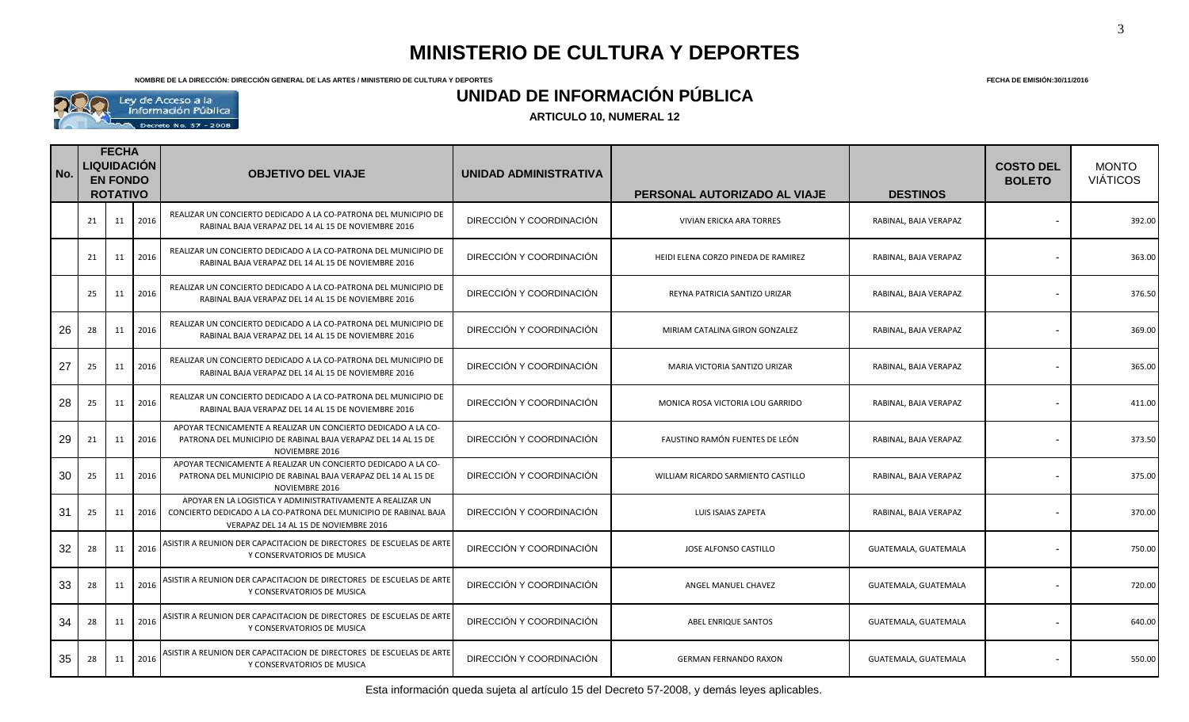# MINISTERIO DE CULTURA Y DEPORTES

**NOMBRE DE LA DIRECCIÓN: DIRECCIÓN GENERAL DE LAS ARTES / MINISTERIO DE CULTURA Y DEPORTES**

**FECHA DE EMISIÓN:30/11/2016**

Ley de Acceso a la Información Pública
Decreto No. 57 - 2008

## UNIDAD DE INFORMACIÓN PÚBLICA

**ARTICULO 10, NUMERAL 12**

| No. | FECHA LIQUIDACIÓN EN FONDO ROTATIVO | | | OBJETIVO DEL VIAJE | UNIDAD ADMINISTRATIVA | PERSONAL AUTORIZADO AL VIAJE | DESTINOS | COSTO DEL BOLETO | MONTO VIÁTICOS |
|---|---|---|---|---|---|---|---|---|---|
| | 21 | 11 | 2016 | REALIZAR UN CONCIERTO DEDICADO A LA CO-PATRONA DEL MUNICIPIO DE RABINAL BAJA VERAPAZ DEL 14 AL 15 DE NOVIEMBRE 2016 | DIRECCIÓN Y COORDINACIÓN | VIVIAN ERICKA ARA TORRES | RABINAL, BAJA VERAPAZ | - | 392.00 |
| | 21 | 11 | 2016 | REALIZAR UN CONCIERTO DEDICADO A LA CO-PATRONA DEL MUNICIPIO DE RABINAL BAJA VERAPAZ DEL 14 AL 15 DE NOVIEMBRE 2016 | DIRECCIÓN Y COORDINACIÓN | HEIDI ELENA CORZO PINEDA DE RAMIREZ | RABINAL, BAJA VERAPAZ | - | 363.00 |
| | 25 | 11 | 2016 | REALIZAR UN CONCIERTO DEDICADO A LA CO-PATRONA DEL MUNICIPIO DE RABINAL BAJA VERAPAZ DEL 14 AL 15 DE NOVIEMBRE 2016 | DIRECCIÓN Y COORDINACIÓN | REYNA PATRICIA SANTIZO URIZAR | RABINAL, BAJA VERAPAZ | - | 376.50 |
| 26 | 28 | 11 | 2016 | REALIZAR UN CONCIERTO DEDICADO A LA CO-PATRONA DEL MUNICIPIO DE RABINAL BAJA VERAPAZ DEL 14 AL 15 DE NOVIEMBRE 2016 | DIRECCIÓN Y COORDINACIÓN | MIRIAM CATALINA GIRON GONZALEZ | RABINAL, BAJA VERAPAZ | - | 369.00 |
| 27 | 25 | 11 | 2016 | REALIZAR UN CONCIERTO DEDICADO A LA CO-PATRONA DEL MUNICIPIO DE RABINAL BAJA VERAPAZ DEL 14 AL 15 DE NOVIEMBRE 2016 | DIRECCIÓN Y COORDINACIÓN | MARIA VICTORIA SANTIZO URIZAR | RABINAL, BAJA VERAPAZ | - | 365.00 |
| 28 | 25 | 11 | 2016 | REALIZAR UN CONCIERTO DEDICADO A LA CO-PATRONA DEL MUNICIPIO DE RABINAL BAJA VERAPAZ DEL 14 AL 15 DE NOVIEMBRE 2016 | DIRECCIÓN Y COORDINACIÓN | MONICA ROSA VICTORIA LOU GARRIDO | RABINAL, BAJA VERAPAZ | - | 411.00 |
| 29 | 21 | 11 | 2016 | APOYAR TECNICAMENTE A REALIZAR UN CONCIERTO DEDICADO A LA CO-PATRONA DEL MUNICIPIO DE RABINAL BAJA VERAPAZ DEL 14 AL 15 DE NOVIEMBRE 2016 | DIRECCIÓN Y COORDINACIÓN | FAUSTINO RAMÓN FUENTES DE LEÓN | RABINAL, BAJA VERAPAZ | - | 373.50 |
| 30 | 25 | 11 | 2016 | APOYAR TECNICAMENTE A REALIZAR UN CONCIERTO DEDICADO A LA CO-PATRONA DEL MUNICIPIO DE RABINAL BAJA VERAPAZ DEL 14 AL 15 DE NOVIEMBRE 2016 | DIRECCIÓN Y COORDINACIÓN | WILLIAM RICARDO SARMIENTO CASTILLO | RABINAL, BAJA VERAPAZ | - | 375.00 |
| 31 | 25 | 11 | 2016 | APOYAR EN LA LOGISTICA Y ADMINISTRATIVAMENTE A REALIZAR UN CONCIERTO DEDICADO A LA CO-PATRONA DEL MUNICIPIO DE RABINAL BAJA VERAPAZ DEL 14 AL 15 DE NOVIEMBRE 2016 | DIRECCIÓN Y COORDINACIÓN | LUIS ISAIAS ZAPETA | RABINAL, BAJA VERAPAZ | - | 370.00 |
| 32 | 28 | 11 | 2016 | ASISTIR A REUNION DER CAPACITACION DE DIRECTORES DE ESCUELAS DE ARTE Y CONSERVATORIOS DE MUSICA | DIRECCIÓN Y COORDINACIÓN | JOSE ALFONSO CASTILLO | GUATEMALA, GUATEMALA | - | 750.00 |
| 33 | 28 | 11 | 2016 | ASISTIR A REUNION DER CAPACITACION DE DIRECTORES DE ESCUELAS DE ARTE Y CONSERVATORIOS DE MUSICA | DIRECCIÓN Y COORDINACIÓN | ANGEL MANUEL CHAVEZ | GUATEMALA, GUATEMALA | - | 720.00 |
| 34 | 28 | 11 | 2016 | ASISTIR A REUNION DER CAPACITACION DE DIRECTORES DE ESCUELAS DE ARTE Y CONSERVATORIOS DE MUSICA | DIRECCIÓN Y COORDINACIÓN | ABEL ENRIQUE SANTOS | GUATEMALA, GUATEMALA | - | 640.00 |
| 35 | 28 | 11 | 2016 | ASISTIR A REUNION DER CAPACITACION DE DIRECTORES DE ESCUELAS DE ARTE Y CONSERVATORIOS DE MUSICA | DIRECCIÓN Y COORDINACIÓN | GERMAN FERNANDO RAXON | GUATEMALA, GUATEMALA | - | 550.00 |

Esta información queda sujeta al artículo 15 del Decreto 57-2008, y demás leyes aplicables.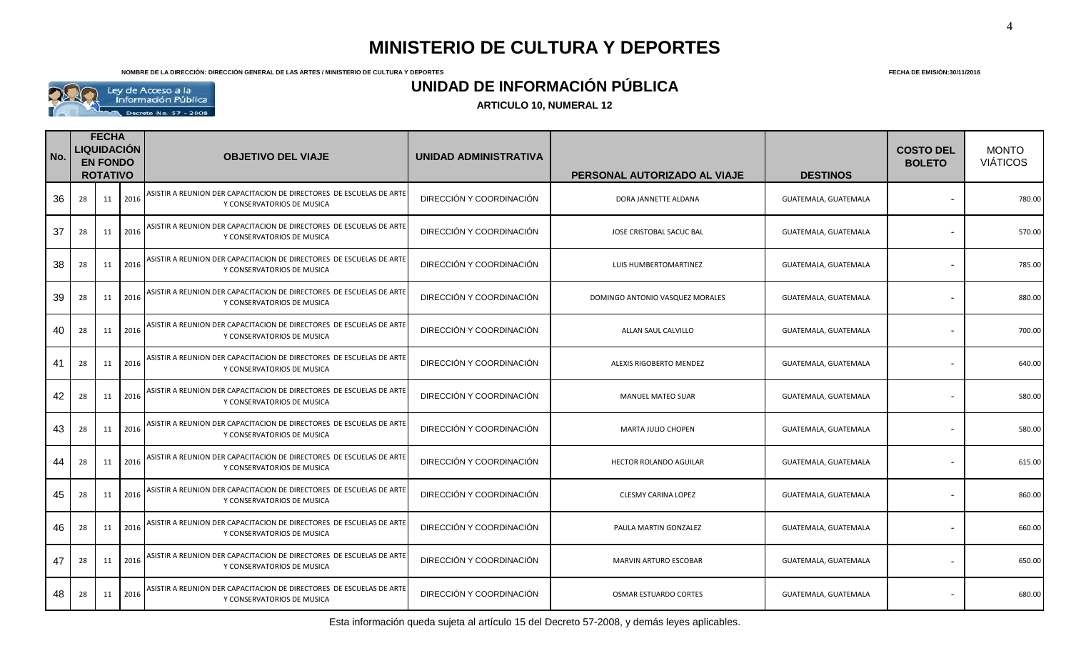# MINISTERIO DE CULTURA Y DEPORTES

**NOMBRE DE LA DIRECCIÓN: DIRECCIÓN GENERAL DE LAS ARTES / MINISTERIO DE CULTURA Y DEPORTES**

**FECHA DE EMISIÓN:30/11/2016**

Ley de Acceso a la Información Pública
Decreto No. 57 - 2008

## UNIDAD DE INFORMACIÓN PÚBLICA

**ARTICULO 10, NUMERAL 12**

| No. | FECHA LIQUIDACIÓN EN FONDO ROTATIVO | | | OBJETIVO DEL VIAJE | UNIDAD ADMINISTRATIVA | PERSONAL AUTORIZADO AL VIAJE | DESTINOS | COSTO DEL BOLETO | MONTO VIÁTICOS |
|---|---|---|---|---|---|---|---|---|---|
| 36 | 28 | 11 | 2016 | ASISTIR A REUNION DER CAPACITACION DE DIRECTORES DE ESCUELAS DE ARTE Y CONSERVATORIOS DE MUSICA | DIRECCIÓN Y COORDINACIÓN | DORA JANNETTE ALDANA | GUATEMALA, GUATEMALA | - | 780.00 |
| 37 | 28 | 11 | 2016 | ASISTIR A REUNION DER CAPACITACION DE DIRECTORES DE ESCUELAS DE ARTE Y CONSERVATORIOS DE MUSICA | DIRECCIÓN Y COORDINACIÓN | JOSE CRISTOBAL SACUC BAL | GUATEMALA, GUATEMALA | - | 570.00 |
| 38 | 28 | 11 | 2016 | ASISTIR A REUNION DER CAPACITACION DE DIRECTORES DE ESCUELAS DE ARTE Y CONSERVATORIOS DE MUSICA | DIRECCIÓN Y COORDINACIÓN | LUIS HUMBERTOMARTINEZ | GUATEMALA, GUATEMALA | - | 785.00 |
| 39 | 28 | 11 | 2016 | ASISTIR A REUNION DER CAPACITACION DE DIRECTORES DE ESCUELAS DE ARTE Y CONSERVATORIOS DE MUSICA | DIRECCIÓN Y COORDINACIÓN | DOMINGO ANTONIO VASQUEZ MORALES | GUATEMALA, GUATEMALA | - | 880.00 |
| 40 | 28 | 11 | 2016 | ASISTIR A REUNION DER CAPACITACION DE DIRECTORES DE ESCUELAS DE ARTE Y CONSERVATORIOS DE MUSICA | DIRECCIÓN Y COORDINACIÓN | ALLAN SAUL CALVILLO | GUATEMALA, GUATEMALA | - | 700.00 |
| 41 | 28 | 11 | 2016 | ASISTIR A REUNION DER CAPACITACION DE DIRECTORES DE ESCUELAS DE ARTE Y CONSERVATORIOS DE MUSICA | DIRECCIÓN Y COORDINACIÓN | ALEXIS RIGOBERTO MENDEZ | GUATEMALA, GUATEMALA | - | 640.00 |
| 42 | 28 | 11 | 2016 | ASISTIR A REUNION DER CAPACITACION DE DIRECTORES DE ESCUELAS DE ARTE Y CONSERVATORIOS DE MUSICA | DIRECCIÓN Y COORDINACIÓN | MANUEL MATEO SUAR | GUATEMALA, GUATEMALA | - | 580.00 |
| 43 | 28 | 11 | 2016 | ASISTIR A REUNION DER CAPACITACION DE DIRECTORES DE ESCUELAS DE ARTE Y CONSERVATORIOS DE MUSICA | DIRECCIÓN Y COORDINACIÓN | MARTA JULIO CHOPEN | GUATEMALA, GUATEMALA | - | 580.00 |
| 44 | 28 | 11 | 2016 | ASISTIR A REUNION DER CAPACITACION DE DIRECTORES DE ESCUELAS DE ARTE Y CONSERVATORIOS DE MUSICA | DIRECCIÓN Y COORDINACIÓN | HECTOR ROLANDO AGUILAR | GUATEMALA, GUATEMALA | - | 615.00 |
| 45 | 28 | 11 | 2016 | ASISTIR A REUNION DER CAPACITACION DE DIRECTORES DE ESCUELAS DE ARTE Y CONSERVATORIOS DE MUSICA | DIRECCIÓN Y COORDINACIÓN | CLESMY CARINA LOPEZ | GUATEMALA, GUATEMALA | - | 860.00 |
| 46 | 28 | 11 | 2016 | ASISTIR A REUNION DER CAPACITACION DE DIRECTORES DE ESCUELAS DE ARTE Y CONSERVATORIOS DE MUSICA | DIRECCIÓN Y COORDINACIÓN | PAULA MARTIN GONZALEZ | GUATEMALA, GUATEMALA | - | 660.00 |
| 47 | 28 | 11 | 2016 | ASISTIR A REUNION DER CAPACITACION DE DIRECTORES DE ESCUELAS DE ARTE Y CONSERVATORIOS DE MUSICA | DIRECCIÓN Y COORDINACIÓN | MARVIN ARTURO ESCOBAR | GUATEMALA, GUATEMALA | - | 650.00 |
| 48 | 28 | 11 | 2016 | ASISTIR A REUNION DER CAPACITACION DE DIRECTORES DE ESCUELAS DE ARTE Y CONSERVATORIOS DE MUSICA | DIRECCIÓN Y COORDINACIÓN | OSMAR ESTUARDO CORTES | GUATEMALA, GUATEMALA | - | 680.00 |

Esta información queda sujeta al artículo 15 del Decreto 57-2008, y demás leyes aplicables.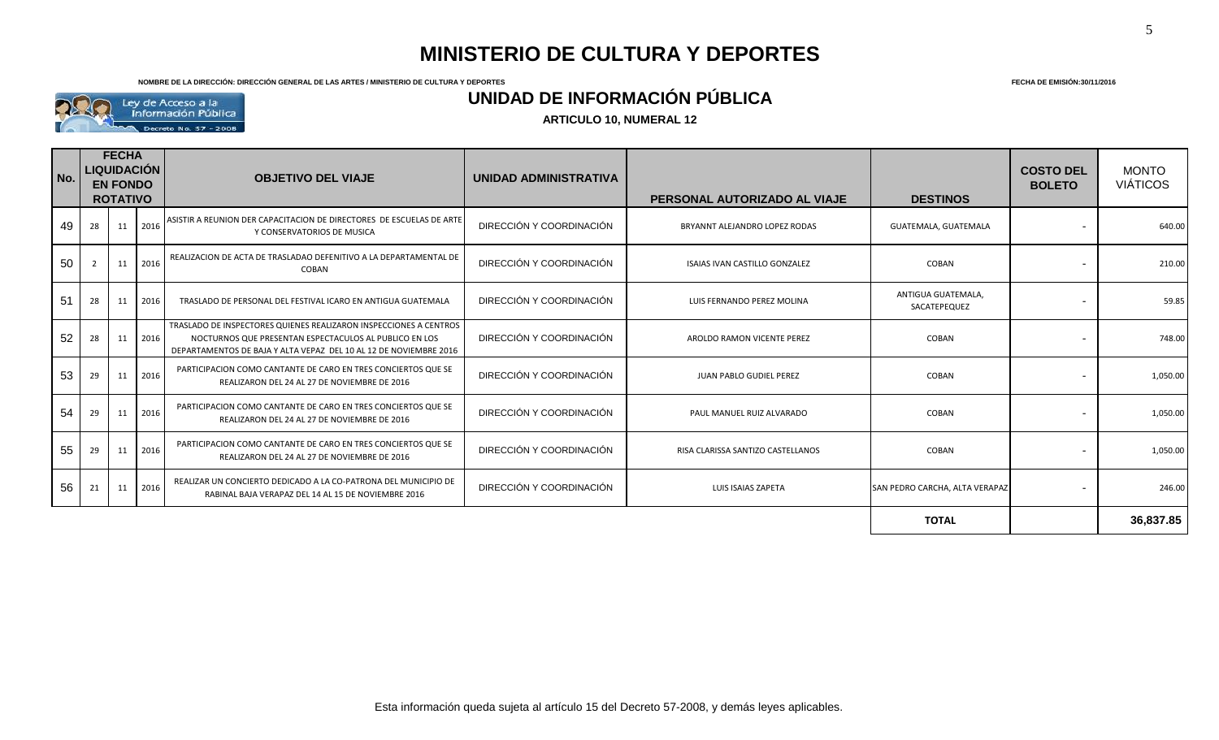# MINISTERIO DE CULTURA Y DEPORTES

**NOMBRE DE LA DIRECCIÓN: DIRECCIÓN GENERAL DE LAS ARTES / MINISTERIO DE CULTURA Y DEPORTES**

**FECHA DE EMISIÓN:30/11/2016**

Ley de Acceso a la Información Pública Decreto No. 57 - 2008

## UNIDAD DE INFORMACIÓN PÚBLICA

**ARTICULO 10, NUMERAL 12**

| No. | FECHA LIQUIDACIÓN EN FONDO ROTATIVO | | | OBJETIVO DEL VIAJE | UNIDAD ADMINISTRATIVA | PERSONAL AUTORIZADO AL VIAJE | DESTINOS | COSTO DEL BOLETO | MONTO VIÁTICOS |
|---|---|---|---|---|---|---|---|---|---|
| 49 | 28 | 11 | 2016 | ASISTIR A REUNION DER CAPACITACION DE DIRECTORES DE ESCUELAS DE ARTE Y CONSERVATORIOS DE MUSICA | DIRECCIÓN Y COORDINACIÓN | BRYANNT ALEJANDRO LOPEZ RODAS | GUATEMALA, GUATEMALA | - | 640.00 |
| 50 | 2 | 11 | 2016 | REALIZACION DE ACTA DE TRASLADAO DEFENITIVO A LA DEPARTAMENTAL DE COBAN | DIRECCIÓN Y COORDINACIÓN | ISAIAS IVAN CASTILLO GONZALEZ | COBAN | - | 210.00 |
| 51 | 28 | 11 | 2016 | TRASLADO DE PERSONAL DEL FESTIVAL ICARO EN ANTIGUA GUATEMALA | DIRECCIÓN Y COORDINACIÓN | LUIS FERNANDO PEREZ MOLINA | ANTIGUA GUATEMALA, SACATEPEQUEZ | - | 59.85 |
| 52 | 28 | 11 | 2016 | TRASLADO DE INSPECTORES QUIENES REALIZARON INSPECCIONES A CENTROS NOCTURNOS QUE PRESENTAN ESPECTACULOS AL PUBLICO EN LOS DEPARTAMENTOS DE BAJA Y ALTA VEPAZ DEL 10 AL 12 DE NOVIEMBRE 2016 | DIRECCIÓN Y COORDINACIÓN | AROLDO RAMON VICENTE PEREZ | COBAN | - | 748.00 |
| 53 | 29 | 11 | 2016 | PARTICIPACION COMO CANTANTE DE CARO EN TRES CONCIERTOS QUE SE REALIZARON DEL 24 AL 27 DE NOVIEMBRE DE 2016 | DIRECCIÓN Y COORDINACIÓN | JUAN PABLO GUDIEL PEREZ | COBAN | - | 1,050.00 |
| 54 | 29 | 11 | 2016 | PARTICIPACION COMO CANTANTE DE CARO EN TRES CONCIERTOS QUE SE REALIZARON DEL 24 AL 27 DE NOVIEMBRE DE 2016 | DIRECCIÓN Y COORDINACIÓN | PAUL MANUEL RUIZ ALVARADO | COBAN | - | 1,050.00 |
| 55 | 29 | 11 | 2016 | PARTICIPACION COMO CANTANTE DE CARO EN TRES CONCIERTOS QUE SE REALIZARON DEL 24 AL 27 DE NOVIEMBRE DE 2016 | DIRECCIÓN Y COORDINACIÓN | RISA CLARISSA SANTIZO CASTELLANOS | COBAN | - | 1,050.00 |
| 56 | 21 | 11 | 2016 | REALIZAR UN CONCIERTO DEDICADO A LA CO-PATRONA DEL MUNICIPIO DE RABINAL BAJA VERAPAZ DEL 14 AL 15 DE NOVIEMBRE 2016 | DIRECCIÓN Y COORDINACIÓN | LUIS ISAIAS ZAPETA | SAN PEDRO CARCHA, ALTA VERAPAZ | - | 246.00 |
| | | | | | | | **TOTAL** | | **36,837.85** |

Esta información queda sujeta al artículo 15 del Decreto 57-2008, y demás leyes aplicables.